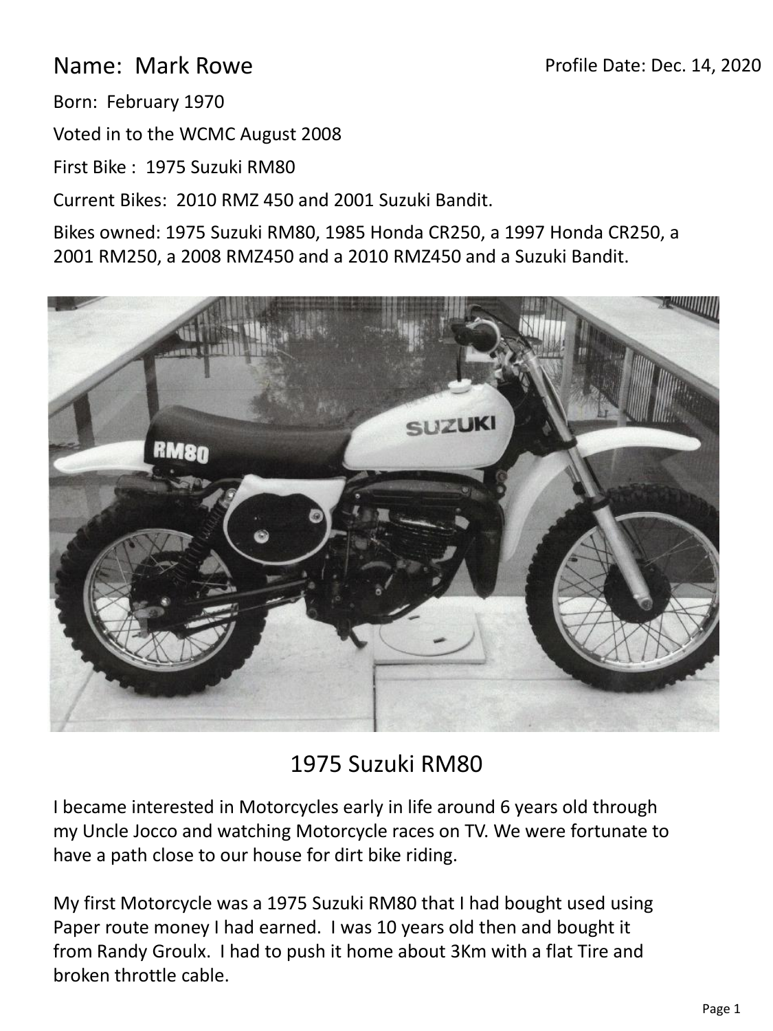Name: Mark Rowe

Profile Date: Dec. 14, 2020

Born: February 1970

Voted in to the WCMC August 2008

First Bike : 1975 Suzuki RM80

Current Bikes: 2010 RMZ 450 and 2001 Suzuki Bandit.

Bikes owned: 1975 Suzuki RM80, 1985 Honda CR250, a 1997 Honda CR250, a 2001 RM250, a 2008 RMZ450 and a 2010 RMZ450 and a Suzuki Bandit.

1975 Suzuki RM80

I became interested in Motorcycles early in life around 6 years old through my Uncle Jocco and watching Motorcycle races on TV. We were fortunate to have a path close to our house for dirt bike riding.

My first Motorcycle was a 1975 Suzuki RM80 that I had bought used using Paper route money I had earned. I was 10 years old then and bought it from Randy Groulx. I had to push it home about 3Km with a flat Tire and broken throttle cable.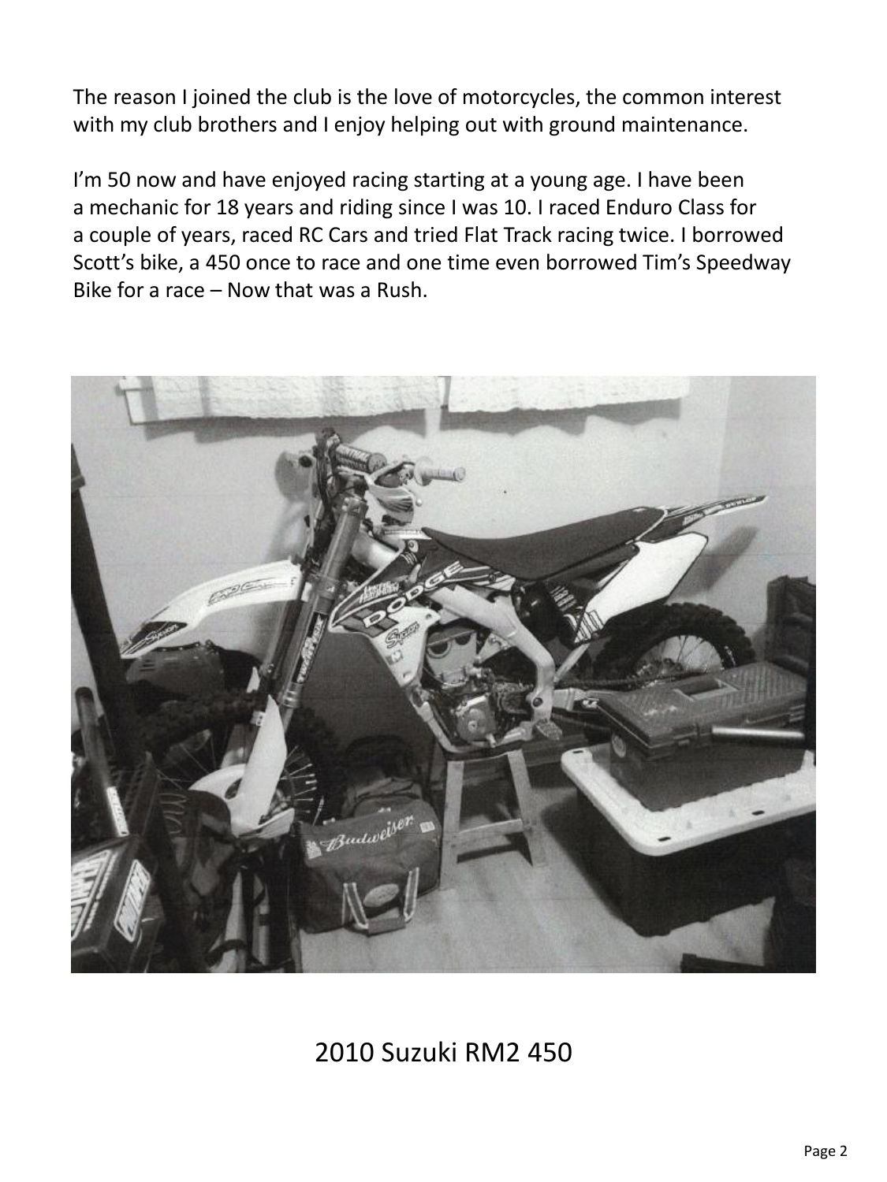The reason I joined the club is the love of motorcycles, the common interest with my club brothers and I enjoy helping out with ground maintenance.

I'm 50 now and have enjoyed racing starting at a young age. I have been a mechanic for 18 years and riding since I was 10. I raced Enduro Class for a couple of years, raced RC Cars and tried Flat Track racing twice. I borrowed Scott's bike, a 450 once to race and one time even borrowed Tim's Speedway Bike for a race – Now that was a Rush.

2010 Suzuki RM2 450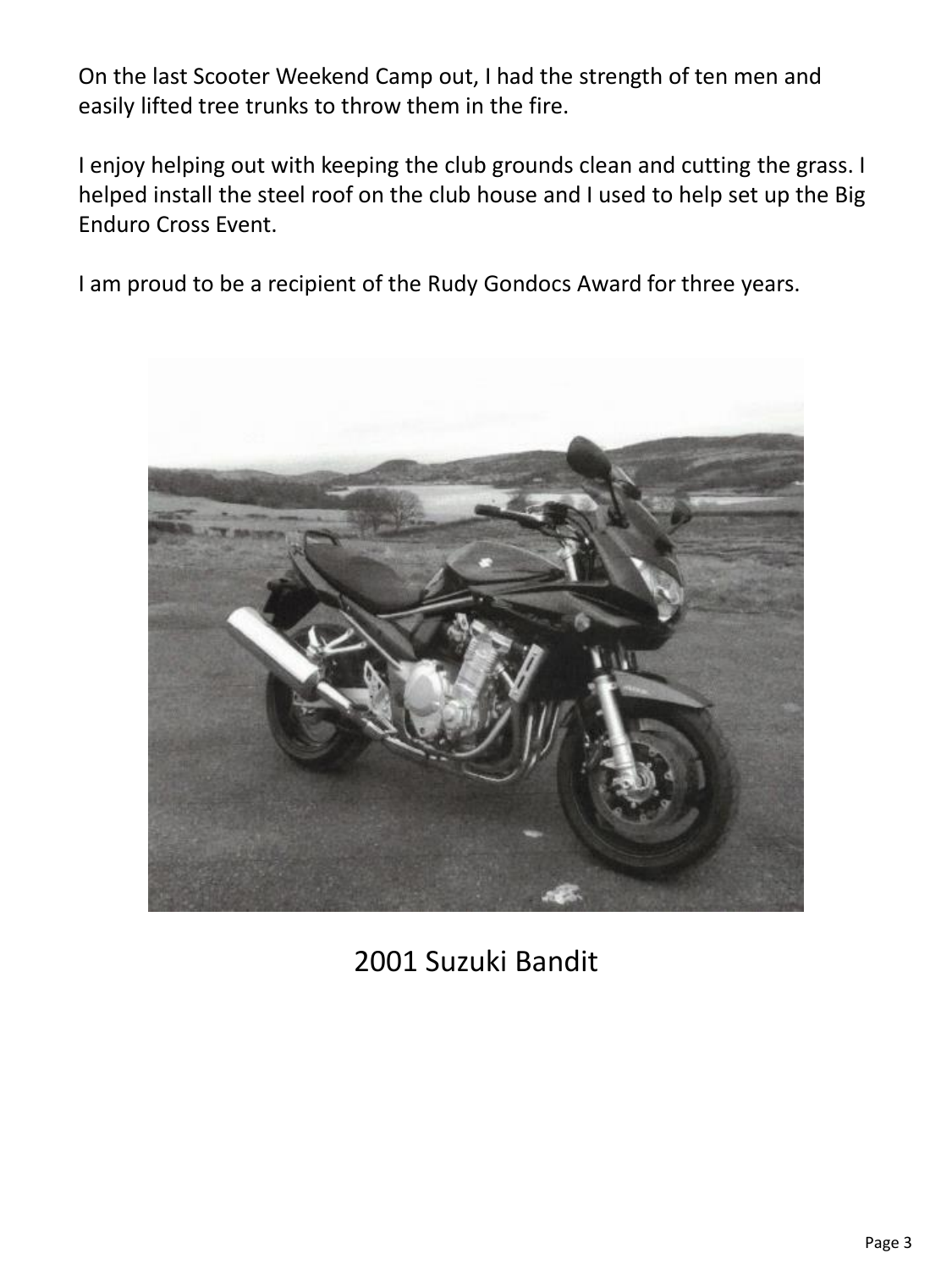On the last Scooter Weekend Camp out, I had the strength of ten men and easily lifted tree trunks to throw them in the fire.

I enjoy helping out with keeping the club grounds clean and cutting the grass. I helped install the steel roof on the club house and I used to help set up the Big Enduro Cross Event.

I am proud to be a recipient of the Rudy Gondocs Award for three years.

2001 Suzuki Bandit